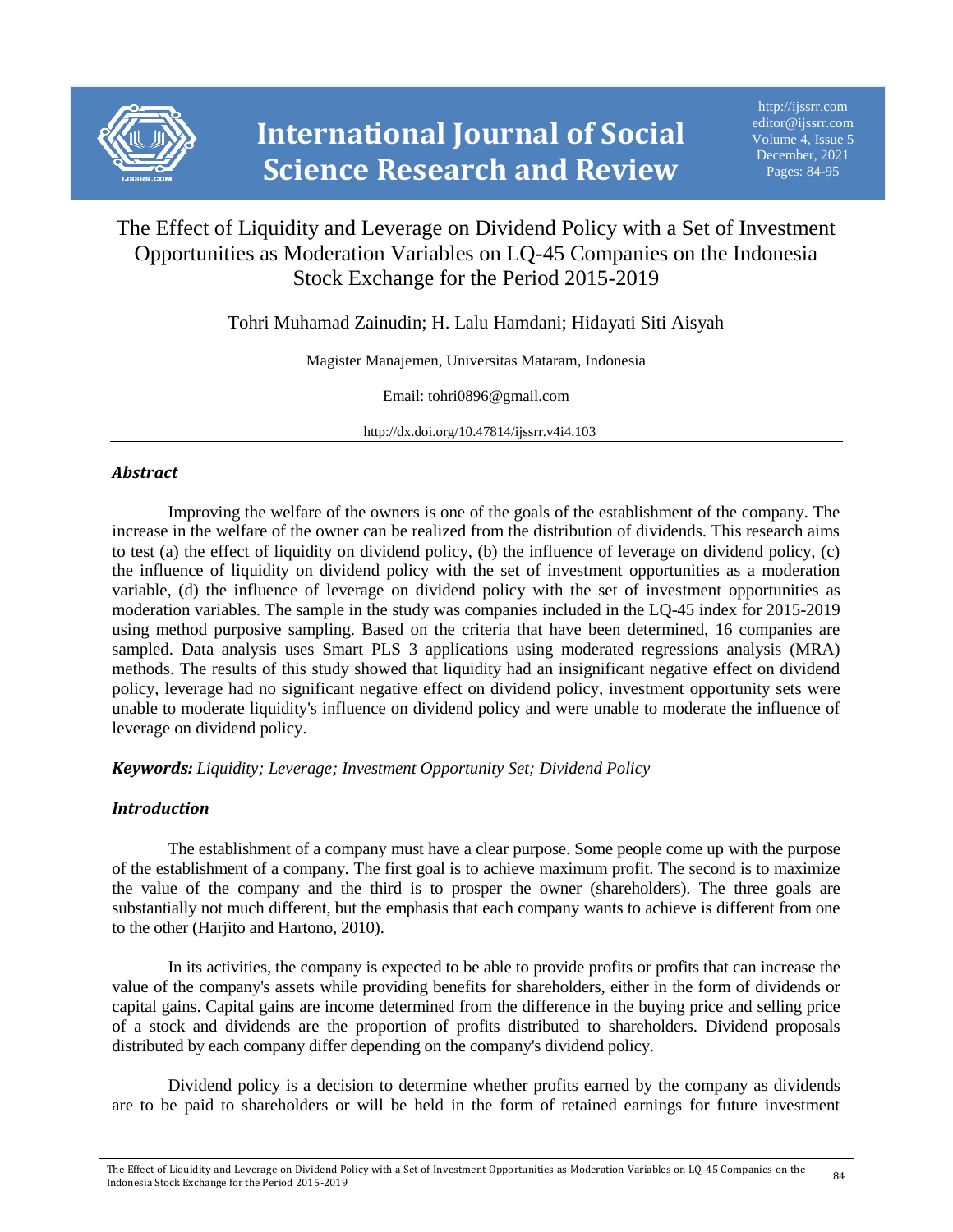# The Effect of Liquidity and Leverage on Dividend Policy with a Set of Investment Opportunities as Moderation Variables on LQ-45 Companies on the Indonesia Stock Exchange for the Period 2015-2019

Tohri Muhamad Zainudin; H. Lalu Hamdani; Hidayati Siti Aisyah

Magister Manajemen, Universitas Mataram, Indonesia

Email: tohri0896@gmail.com

http://dx.doi.org/10.47814/ijssrr.v4i4.103

### *Abstract*

Improving the welfare of the owners is one of the goals of the establishment of the company. The increase in the welfare of the owner can be realized from the distribution of dividends. This research aims to test (a) the effect of liquidity on dividend policy, (b) the influence of leverage on dividend policy, (c) the influence of liquidity on dividend policy with the set of investment opportunities as a moderation variable, (d) the influence of leverage on dividend policy with the set of investment opportunities as moderation variables. The sample in the study was companies included in the LQ-45 index for 2015-2019 using method purposive sampling. Based on the criteria that have been determined, 16 companies are sampled. Data analysis uses Smart PLS 3 applications using moderated regressions analysis (MRA) methods. The results of this study showed that liquidity had an insignificant negative effect on dividend policy, leverage had no significant negative effect on dividend policy, investment opportunity sets were unable to moderate liquidity's influence on dividend policy and were unable to moderate the influence of leverage on dividend policy.

***Keywords:*** *Liquidity; Leverage; Investment Opportunity Set; Dividend Policy*

### *Introduction*

The establishment of a company must have a clear purpose. Some people come up with the purpose of the establishment of a company. The first goal is to achieve maximum profit. The second is to maximize the value of the company and the third is to prosper the owner (shareholders). The three goals are substantially not much different, but the emphasis that each company wants to achieve is different from one to the other (Harjito and Hartono, 2010).

In its activities, the company is expected to be able to provide profits or profits that can increase the value of the company's assets while providing benefits for shareholders, either in the form of dividends or capital gains. Capital gains are income determined from the difference in the buying price and selling price of a stock and dividends are the proportion of profits distributed to shareholders. Dividend proposals distributed by each company differ depending on the company's dividend policy.

Dividend policy is a decision to determine whether profits earned by the company as dividends are to be paid to shareholders or will be held in the form of retained earnings for future investment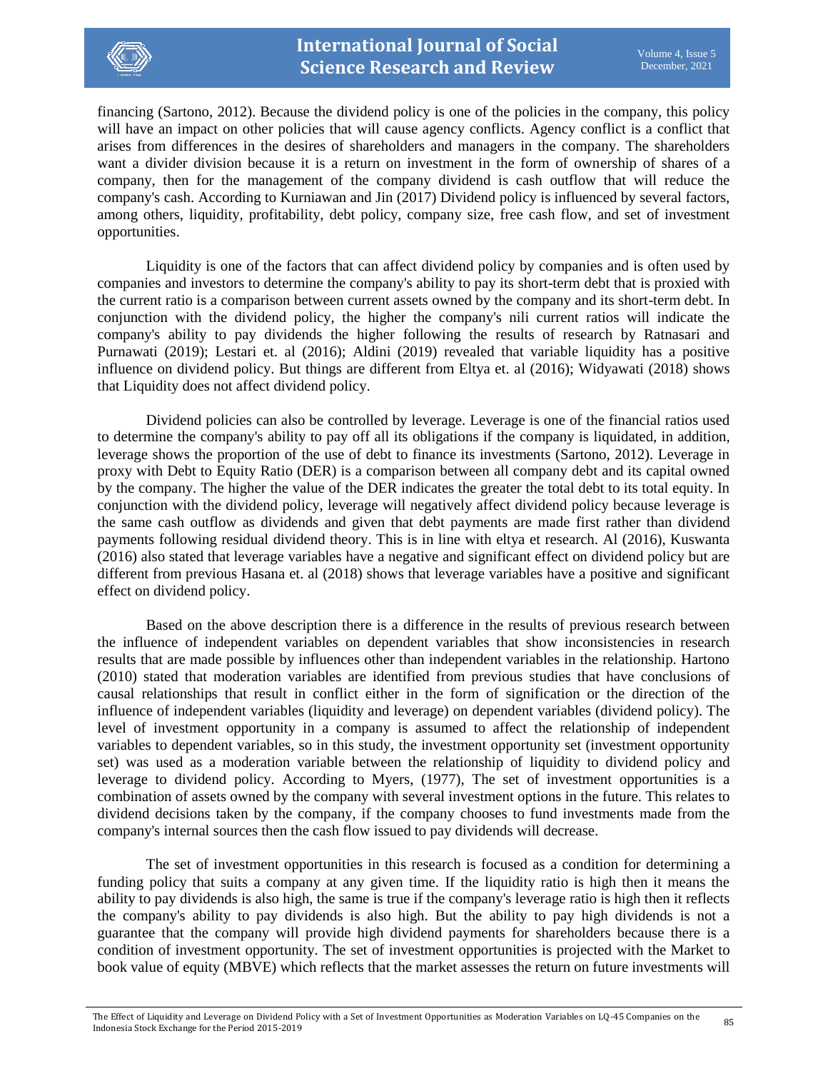financing (Sartono, 2012). Because the dividend policy is one of the policies in the company, this policy will have an impact on other policies that will cause agency conflicts. Agency conflict is a conflict that arises from differences in the desires of shareholders and managers in the company. The shareholders want a divider division because it is a return on investment in the form of ownership of shares of a company, then for the management of the company dividend is cash outflow that will reduce the company's cash. According to Kurniawan and Jin (2017) Dividend policy is influenced by several factors, among others, liquidity, profitability, debt policy, company size, free cash flow, and set of investment opportunities.

Liquidity is one of the factors that can affect dividend policy by companies and is often used by companies and investors to determine the company's ability to pay its short-term debt that is proxied with the current ratio is a comparison between current assets owned by the company and its short-term debt. In conjunction with the dividend policy, the higher the company's nili current ratios will indicate the company's ability to pay dividends the higher following the results of research by Ratnasari and Purnawati (2019); Lestari et. al (2016); Aldini (2019) revealed that variable liquidity has a positive influence on dividend policy. But things are different from Eltya et. al (2016); Widyawati (2018) shows that Liquidity does not affect dividend policy.

Dividend policies can also be controlled by leverage. Leverage is one of the financial ratios used to determine the company's ability to pay off all its obligations if the company is liquidated, in addition, leverage shows the proportion of the use of debt to finance its investments (Sartono, 2012). Leverage in proxy with Debt to Equity Ratio (DER) is a comparison between all company debt and its capital owned by the company. The higher the value of the DER indicates the greater the total debt to its total equity. In conjunction with the dividend policy, leverage will negatively affect dividend policy because leverage is the same cash outflow as dividends and given that debt payments are made first rather than dividend payments following residual dividend theory. This is in line with eltya et research. Al (2016), Kuswanta (2016) also stated that leverage variables have a negative and significant effect on dividend policy but are different from previous Hasana et. al (2018) shows that leverage variables have a positive and significant effect on dividend policy.

Based on the above description there is a difference in the results of previous research between the influence of independent variables on dependent variables that show inconsistencies in research results that are made possible by influences other than independent variables in the relationship. Hartono (2010) stated that moderation variables are identified from previous studies that have conclusions of causal relationships that result in conflict either in the form of signification or the direction of the influence of independent variables (liquidity and leverage) on dependent variables (dividend policy). The level of investment opportunity in a company is assumed to affect the relationship of independent variables to dependent variables, so in this study, the investment opportunity set (investment opportunity set) was used as a moderation variable between the relationship of liquidity to dividend policy and leverage to dividend policy. According to Myers, (1977), The set of investment opportunities is a combination of assets owned by the company with several investment options in the future. This relates to dividend decisions taken by the company, if the company chooses to fund investments made from the company's internal sources then the cash flow issued to pay dividends will decrease.

The set of investment opportunities in this research is focused as a condition for determining a funding policy that suits a company at any given time. If the liquidity ratio is high then it means the ability to pay dividends is also high, the same is true if the company's leverage ratio is high then it reflects the company's ability to pay dividends is also high. But the ability to pay high dividends is not a guarantee that the company will provide high dividend payments for shareholders because there is a condition of investment opportunity. The set of investment opportunities is projected with the Market to book value of equity (MBVE) which reflects that the market assesses the return on future investments will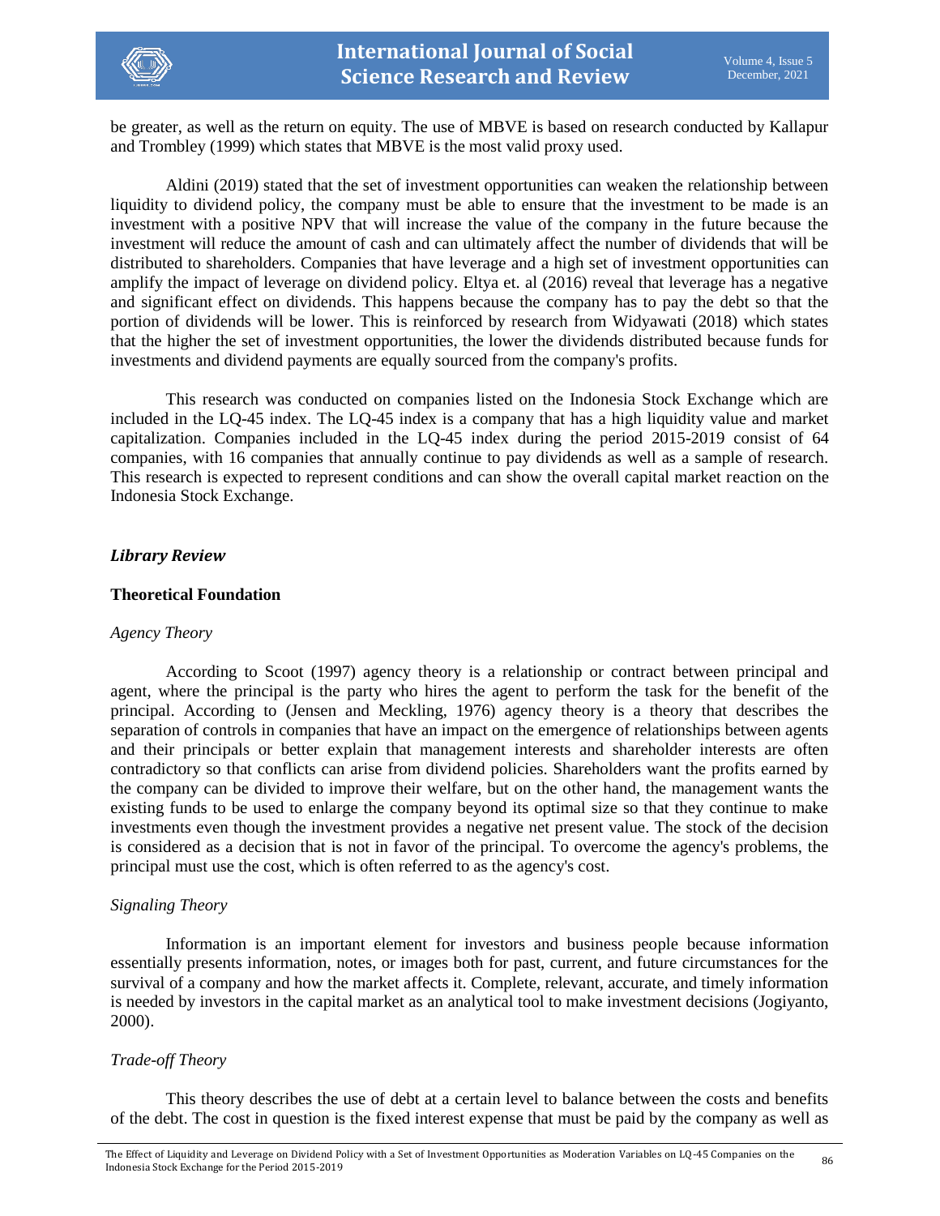be greater, as well as the return on equity. The use of MBVE is based on research conducted by Kallapur and Trombley (1999) which states that MBVE is the most valid proxy used.

Aldini (2019) stated that the set of investment opportunities can weaken the relationship between liquidity to dividend policy, the company must be able to ensure that the investment to be made is an investment with a positive NPV that will increase the value of the company in the future because the investment will reduce the amount of cash and can ultimately affect the number of dividends that will be distributed to shareholders. Companies that have leverage and a high set of investment opportunities can amplify the impact of leverage on dividend policy. Eltya et. al (2016) reveal that leverage has a negative and significant effect on dividends. This happens because the company has to pay the debt so that the portion of dividends will be lower. This is reinforced by research from Widyawati (2018) which states that the higher the set of investment opportunities, the lower the dividends distributed because funds for investments and dividend payments are equally sourced from the company's profits.

This research was conducted on companies listed on the Indonesia Stock Exchange which are included in the LQ-45 index. The LQ-45 index is a company that has a high liquidity value and market capitalization. Companies included in the LQ-45 index during the period 2015-2019 consist of 64 companies, with 16 companies that annually continue to pay dividends as well as a sample of research. This research is expected to represent conditions and can show the overall capital market reaction on the Indonesia Stock Exchange.

## *Library Review*

### Theoretical Foundation

#### *Agency Theory*

According to Scoot (1997) agency theory is a relationship or contract between principal and agent, where the principal is the party who hires the agent to perform the task for the benefit of the principal. According to (Jensen and Meckling, 1976) agency theory is a theory that describes the separation of controls in companies that have an impact on the emergence of relationships between agents and their principals or better explain that management interests and shareholder interests are often contradictory so that conflicts can arise from dividend policies. Shareholders want the profits earned by the company can be divided to improve their welfare, but on the other hand, the management wants the existing funds to be used to enlarge the company beyond its optimal size so that they continue to make investments even though the investment provides a negative net present value. The stock of the decision is considered as a decision that is not in favor of the principal. To overcome the agency's problems, the principal must use the cost, which is often referred to as the agency's cost.

#### *Signaling Theory*

Information is an important element for investors and business people because information essentially presents information, notes, or images both for past, current, and future circumstances for the survival of a company and how the market affects it. Complete, relevant, accurate, and timely information is needed by investors in the capital market as an analytical tool to make investment decisions (Jogiyanto, 2000).

#### *Trade-off Theory*

This theory describes the use of debt at a certain level to balance between the costs and benefits of the debt. The cost in question is the fixed interest expense that must be paid by the company as well as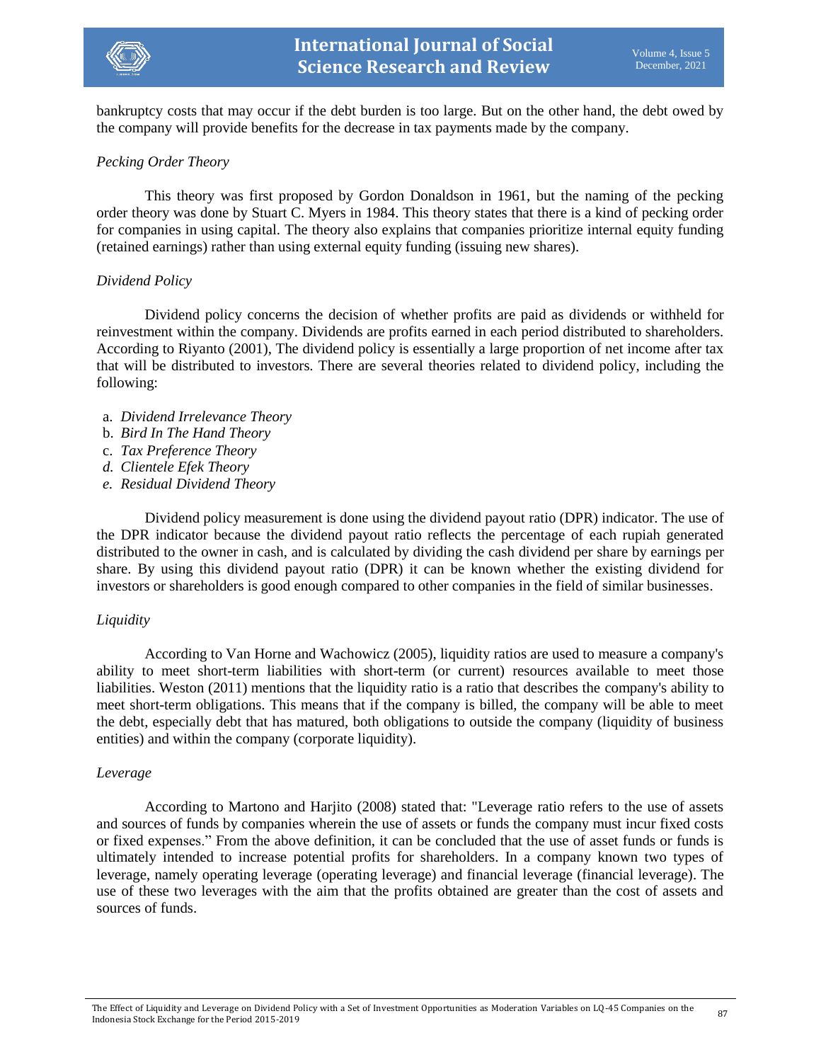bankruptcy costs that may occur if the debt burden is too large. But on the other hand, the debt owed by the company will provide benefits for the decrease in tax payments made by the company.

### *Pecking Order Theory*

This theory was first proposed by Gordon Donaldson in 1961, but the naming of the pecking order theory was done by Stuart C. Myers in 1984. This theory states that there is a kind of pecking order for companies in using capital. The theory also explains that companies prioritize internal equity funding (retained earnings) rather than using external equity funding (issuing new shares).

### *Dividend Policy*

Dividend policy concerns the decision of whether profits are paid as dividends or withheld for reinvestment within the company. Dividends are profits earned in each period distributed to shareholders. According to Riyanto (2001), The dividend policy is essentially a large proportion of net income after tax that will be distributed to investors. There are several theories related to dividend policy, including the following:

a. *Dividend Irrelevance Theory*
b. *Bird In The Hand Theory*
c. *Tax Preference Theory*
d. *Clientele Efek Theory*
e. *Residual Dividend Theory*

Dividend policy measurement is done using the dividend payout ratio (DPR) indicator. The use of the DPR indicator because the dividend payout ratio reflects the percentage of each rupiah generated distributed to the owner in cash, and is calculated by dividing the cash dividend per share by earnings per share. By using this dividend payout ratio (DPR) it can be known whether the existing dividend for investors or shareholders is good enough compared to other companies in the field of similar businesses.

### *Liquidity*

According to Van Horne and Wachowicz (2005), liquidity ratios are used to measure a company's ability to meet short-term liabilities with short-term (or current) resources available to meet those liabilities. Weston (2011) mentions that the liquidity ratio is a ratio that describes the company's ability to meet short-term obligations. This means that if the company is billed, the company will be able to meet the debt, especially debt that has matured, both obligations to outside the company (liquidity of business entities) and within the company (corporate liquidity).

### *Leverage*

According to Martono and Harjito (2008) stated that: "Leverage ratio refers to the use of assets and sources of funds by companies wherein the use of assets or funds the company must incur fixed costs or fixed expenses." From the above definition, it can be concluded that the use of asset funds or funds is ultimately intended to increase potential profits for shareholders. In a company known two types of leverage, namely operating leverage (operating leverage) and financial leverage (financial leverage). The use of these two leverages with the aim that the profits obtained are greater than the cost of assets and sources of funds.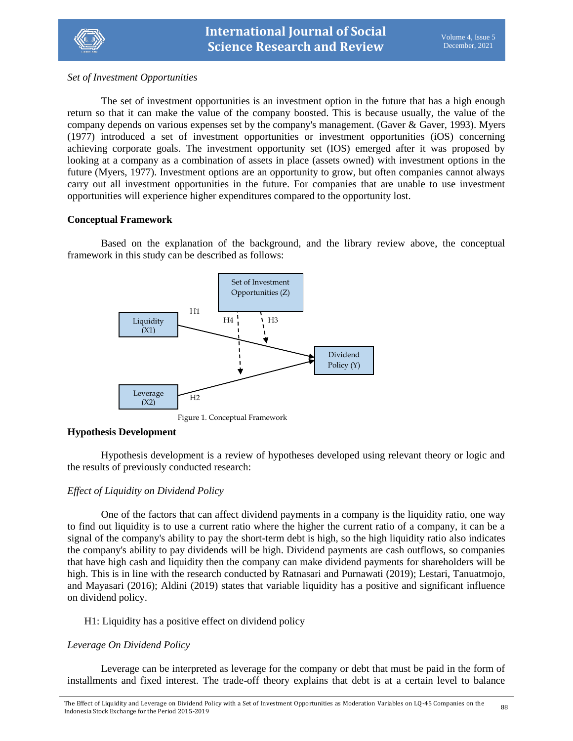*Set of Investment Opportunities*

The set of investment opportunities is an investment option in the future that has a high enough return so that it can make the value of the company boosted. This is because usually, the value of the company depends on various expenses set by the company's management. (Gaver & Gaver, 1993). Myers (1977) introduced a set of investment opportunities or investment opportunities (iOS) concerning achieving corporate goals. The investment opportunity set (IOS) emerged after it was proposed by looking at a company as a combination of assets in place (assets owned) with investment options in the future (Myers, 1977). Investment options are an opportunity to grow, but often companies cannot always carry out all investment opportunities in the future. For companies that are unable to use investment opportunities will experience higher expenditures compared to the opportunity lost.

**Conceptual Framework**

Based on the explanation of the background, and the library review above, the conceptual framework in this study can be described as follows:

Set of Investment Opportunities (Z)

Liquidity (X1) —H1→ Dividend Policy (Y)

Leverage (X2) —H2→ Dividend Policy (Y)

H3, H4 (moderation by Set of Investment Opportunities (Z))

Figure 1. Conceptual Framework

**Hypothesis Development**

Hypothesis development is a review of hypotheses developed using relevant theory or logic and the results of previously conducted research:

*Effect of Liquidity on Dividend Policy*

One of the factors that can affect dividend payments in a company is the liquidity ratio, one way to find out liquidity is to use a current ratio where the higher the current ratio of a company, it can be a signal of the company's ability to pay the short-term debt is high, so the high liquidity ratio also indicates the company's ability to pay dividends will be high. Dividend payments are cash outflows, so companies that have high cash and liquidity then the company can make dividend payments for shareholders will be high. This is in line with the research conducted by Ratnasari and Purnawati (2019); Lestari, Tanuatmojo, and Mayasari (2016); Aldini (2019) states that variable liquidity has a positive and significant influence on dividend policy.

H1: Liquidity has a positive effect on dividend policy

*Leverage On Dividend Policy*

Leverage can be interpreted as leverage for the company or debt that must be paid in the form of installments and fixed interest. The trade-off theory explains that debt is at a certain level to balance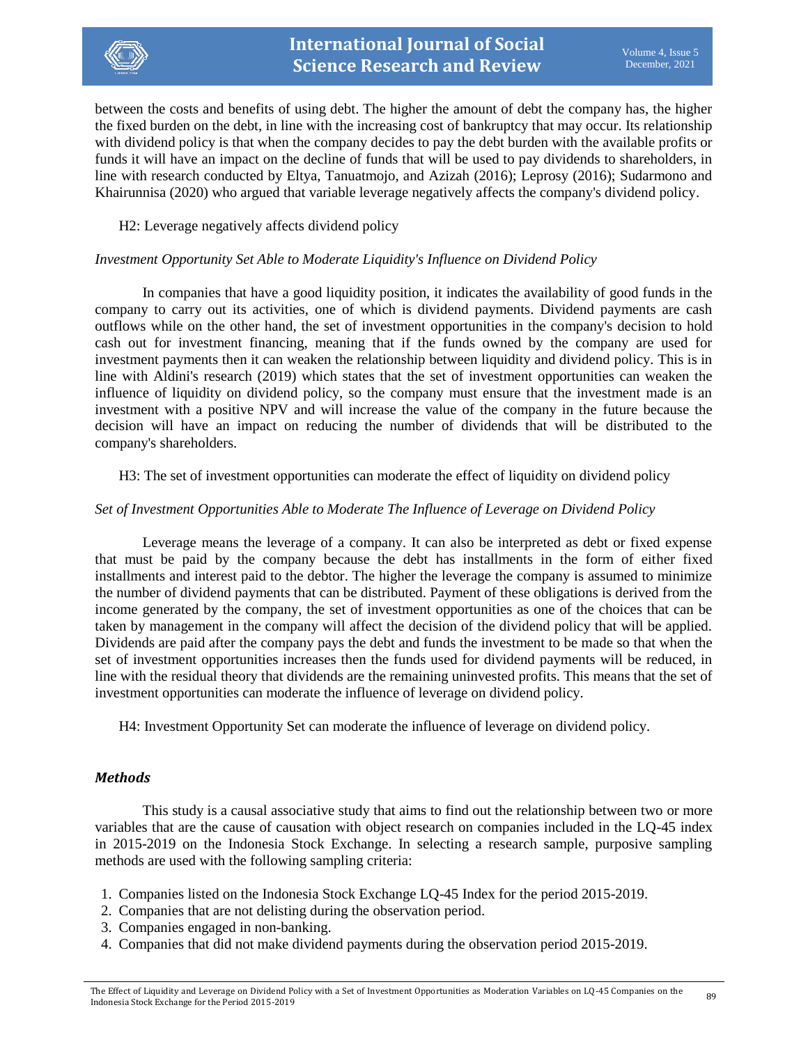between the costs and benefits of using debt. The higher the amount of debt the company has, the higher the fixed burden on the debt, in line with the increasing cost of bankruptcy that may occur. Its relationship with dividend policy is that when the company decides to pay the debt burden with the available profits or funds it will have an impact on the decline of funds that will be used to pay dividends to shareholders, in line with research conducted by Eltya, Tanuatmojo, and Azizah (2016); Leprosy (2016); Sudarmono and Khairunnisa (2020) who argued that variable leverage negatively affects the company's dividend policy.

H2: Leverage negatively affects dividend policy

*Investment Opportunity Set Able to Moderate Liquidity's Influence on Dividend Policy*

In companies that have a good liquidity position, it indicates the availability of good funds in the company to carry out its activities, one of which is dividend payments. Dividend payments are cash outflows while on the other hand, the set of investment opportunities in the company's decision to hold cash out for investment financing, meaning that if the funds owned by the company are used for investment payments then it can weaken the relationship between liquidity and dividend policy. This is in line with Aldini's research (2019) which states that the set of investment opportunities can weaken the influence of liquidity on dividend policy, so the company must ensure that the investment made is an investment with a positive NPV and will increase the value of the company in the future because the decision will have an impact on reducing the number of dividends that will be distributed to the company's shareholders.

H3: The set of investment opportunities can moderate the effect of liquidity on dividend policy

*Set of Investment Opportunities Able to Moderate The Influence of Leverage on Dividend Policy*

Leverage means the leverage of a company. It can also be interpreted as debt or fixed expense that must be paid by the company because the debt has installments in the form of either fixed installments and interest paid to the debtor. The higher the leverage the company is assumed to minimize the number of dividend payments that can be distributed. Payment of these obligations is derived from the income generated by the company, the set of investment opportunities as one of the choices that can be taken by management in the company will affect the decision of the dividend policy that will be applied. Dividends are paid after the company pays the debt and funds the investment to be made so that when the set of investment opportunities increases then the funds used for dividend payments will be reduced, in line with the residual theory that dividends are the remaining uninvested profits. This means that the set of investment opportunities can moderate the influence of leverage on dividend policy.

H4: Investment Opportunity Set can moderate the influence of leverage on dividend policy.

## *Methods*

This study is a causal associative study that aims to find out the relationship between two or more variables that are the cause of causation with object research on companies included in the LQ-45 index in 2015-2019 on the Indonesia Stock Exchange. In selecting a research sample, purposive sampling methods are used with the following sampling criteria:

1. Companies listed on the Indonesia Stock Exchange LQ-45 Index for the period 2015-2019.
2. Companies that are not delisting during the observation period.
3. Companies engaged in non-banking.
4. Companies that did not make dividend payments during the observation period 2015-2019.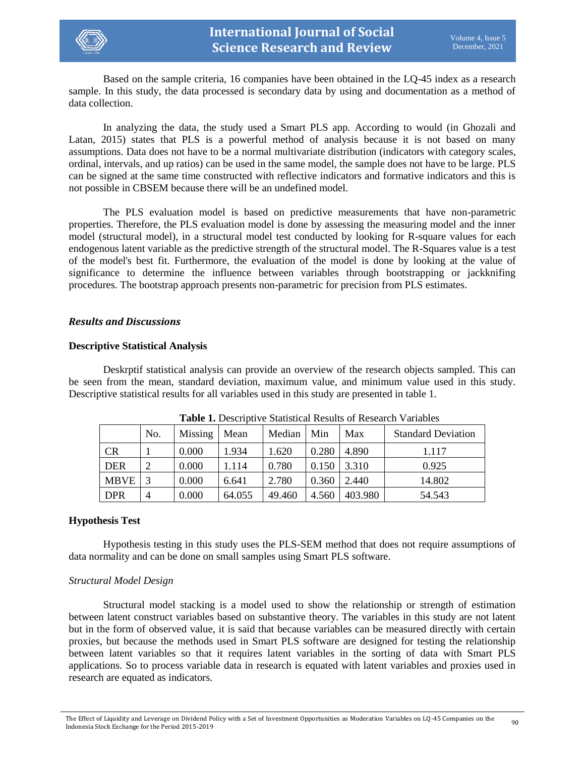Based on the sample criteria, 16 companies have been obtained in the LQ-45 index as a research sample. In this study, the data processed is secondary data by using and documentation as a method of data collection.

In analyzing the data, the study used a Smart PLS app. According to would (in Ghozali and Latan, 2015) states that PLS is a powerful method of analysis because it is not based on many assumptions. Data does not have to be a normal multivariate distribution (indicators with category scales, ordinal, intervals, and up ratios) can be used in the same model, the sample does not have to be large. PLS can be signed at the same time constructed with reflective indicators and formative indicators and this is not possible in CBSEM because there will be an undefined model.

The PLS evaluation model is based on predictive measurements that have non-parametric properties. Therefore, the PLS evaluation model is done by assessing the measuring model and the inner model (structural model), in a structural model test conducted by looking for R-square values for each endogenous latent variable as the predictive strength of the structural model. The R-Squares value is a test of the model's best fit. Furthermore, the evaluation of the model is done by looking at the value of significance to determine the influence between variables through bootstrapping or jackknifing procedures. The bootstrap approach presents non-parametric for precision from PLS estimates.

## *Results and Discussions*

### Descriptive Statistical Analysis

Deskrptif statistical analysis can provide an overview of the research objects sampled. This can be seen from the mean, standard deviation, maximum value, and minimum value used in this study. Descriptive statistical results for all variables used in this study are presented in table 1.

**Table 1.** Descriptive Statistical Results of Research Variables

| | No. | Missing | Mean | Median | Min | Max | Standard Deviation |
|---|---|---|---|---|---|---|---|
| CR | 1 | 0.000 | 1.934 | 1.620 | 0.280 | 4.890 | 1.117 |
| DER | 2 | 0.000 | 1.114 | 0.780 | 0.150 | 3.310 | 0.925 |
| MBVE | 3 | 0.000 | 6.641 | 2.780 | 0.360 | 2.440 | 14.802 |
| DPR | 4 | 0.000 | 64.055 | 49.460 | 4.560 | 403.980 | 54.543 |

### Hypothesis Test

Hypothesis testing in this study uses the PLS-SEM method that does not require assumptions of data normality and can be done on small samples using Smart PLS software.

*Structural Model Design*

Structural model stacking is a model used to show the relationship or strength of estimation between latent construct variables based on substantive theory. The variables in this study are not latent but in the form of observed value, it is said that because variables can be measured directly with certain proxies, but because the methods used in Smart PLS software are designed for testing the relationship between latent variables so that it requires latent variables in the sorting of data with Smart PLS applications. So to process variable data in research is equated with latent variables and proxies used in research are equated as indicators.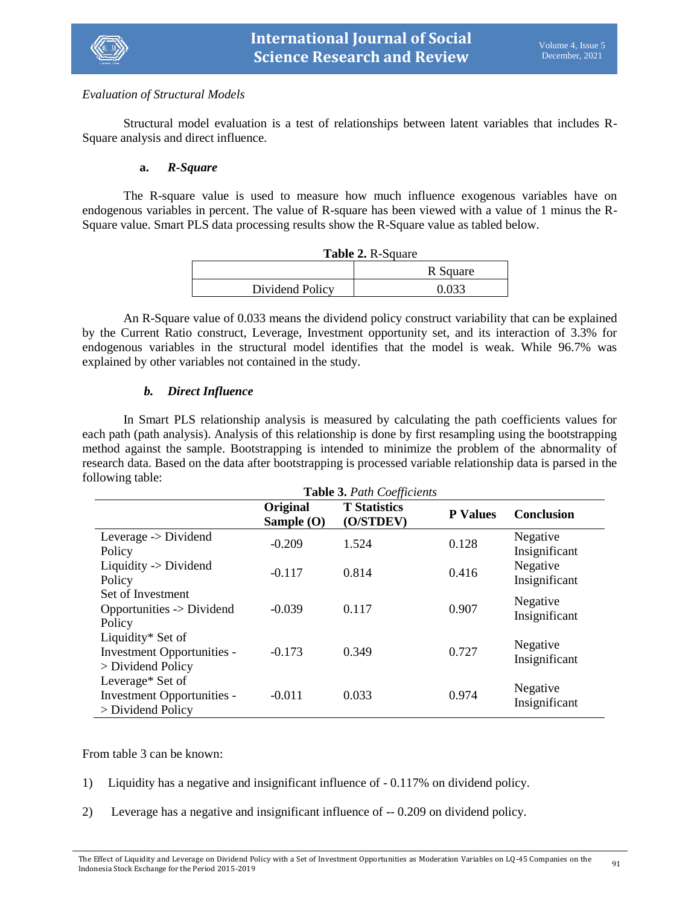*Evaluation of Structural Models*

Structural model evaluation is a test of relationships between latent variables that includes R-Square analysis and direct influence.

**a. *R-Square***

The R-square value is used to measure how much influence exogenous variables have on endogenous variables in percent. The value of R-square has been viewed with a value of 1 minus the R-Square value. Smart PLS data processing results show the R-Square value as tabled below.

**Table 2.** R-Square

| | R Square |
|---|---|
| Dividend Policy | 0.033 |

An R-Square value of 0.033 means the dividend policy construct variability that can be explained by the Current Ratio construct, Leverage, Investment opportunity set, and its interaction of 3.3% for endogenous variables in the structural model identifies that the model is weak. While 96.7% was explained by other variables not contained in the study.

***b. Direct Influence***

In Smart PLS relationship analysis is measured by calculating the path coefficients values for each path (path analysis). Analysis of this relationship is done by first resampling using the bootstrapping method against the sample. Bootstrapping is intended to minimize the problem of the abnormality of research data. Based on the data after bootstrapping is processed variable relationship data is parsed in the following table:

**Table 3.** *Path Coefficients*

| | Original Sample (O) | T Statistics (O/STDEV) | P Values | Conclusion |
|---|---|---|---|---|
| Leverage -> Dividend Policy | -0.209 | 1.524 | 0.128 | Negative Insignificant |
| Liquidity -> Dividend Policy | -0.117 | 0.814 | 0.416 | Negative Insignificant |
| Set of Investment Opportunities -> Dividend Policy | -0.039 | 0.117 | 0.907 | Negative Insignificant |
| Liquidity* Set of Investment Opportunities -> Dividend Policy | -0.173 | 0.349 | 0.727 | Negative Insignificant |
| Leverage* Set of Investment Opportunities -> Dividend Policy | -0.011 | 0.033 | 0.974 | Negative Insignificant |

From table 3 can be known:

1) Liquidity has a negative and insignificant influence of - 0.117% on dividend policy.

2) Leverage has a negative and insignificant influence of -- 0.209 on dividend policy.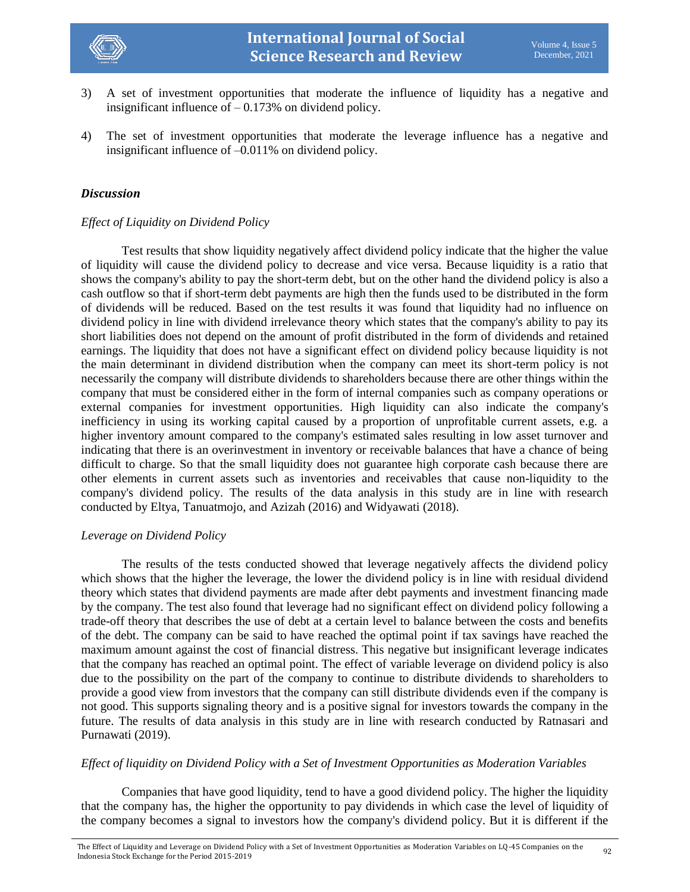3) A set of investment opportunities that moderate the influence of liquidity has a negative and insignificant influence of – 0.173% on dividend policy.

4) The set of investment opportunities that moderate the leverage influence has a negative and insignificant influence of –0.011% on dividend policy.

### *Discussion*

*Effect of Liquidity on Dividend Policy*

Test results that show liquidity negatively affect dividend policy indicate that the higher the value of liquidity will cause the dividend policy to decrease and vice versa. Because liquidity is a ratio that shows the company's ability to pay the short-term debt, but on the other hand the dividend policy is also a cash outflow so that if short-term debt payments are high then the funds used to be distributed in the form of dividends will be reduced. Based on the test results it was found that liquidity had no influence on dividend policy in line with dividend irrelevance theory which states that the company's ability to pay its short liabilities does not depend on the amount of profit distributed in the form of dividends and retained earnings. The liquidity that does not have a significant effect on dividend policy because liquidity is not the main determinant in dividend distribution when the company can meet its short-term policy is not necessarily the company will distribute dividends to shareholders because there are other things within the company that must be considered either in the form of internal companies such as company operations or external companies for investment opportunities. High liquidity can also indicate the company's inefficiency in using its working capital caused by a proportion of unprofitable current assets, e.g. a higher inventory amount compared to the company's estimated sales resulting in low asset turnover and indicating that there is an overinvestment in inventory or receivable balances that have a chance of being difficult to charge. So that the small liquidity does not guarantee high corporate cash because there are other elements in current assets such as inventories and receivables that cause non-liquidity to the company's dividend policy. The results of the data analysis in this study are in line with research conducted by Eltya, Tanuatmojo, and Azizah (2016) and Widyawati (2018).

*Leverage on Dividend Policy*

The results of the tests conducted showed that leverage negatively affects the dividend policy which shows that the higher the leverage, the lower the dividend policy is in line with residual dividend theory which states that dividend payments are made after debt payments and investment financing made by the company. The test also found that leverage had no significant effect on dividend policy following a trade-off theory that describes the use of debt at a certain level to balance between the costs and benefits of the debt. The company can be said to have reached the optimal point if tax savings have reached the maximum amount against the cost of financial distress. This negative but insignificant leverage indicates that the company has reached an optimal point. The effect of variable leverage on dividend policy is also due to the possibility on the part of the company to continue to distribute dividends to shareholders to provide a good view from investors that the company can still distribute dividends even if the company is not good. This supports signaling theory and is a positive signal for investors towards the company in the future. The results of data analysis in this study are in line with research conducted by Ratnasari and Purnawati (2019).

*Effect of liquidity on Dividend Policy with a Set of Investment Opportunities as Moderation Variables*

Companies that have good liquidity, tend to have a good dividend policy. The higher the liquidity that the company has, the higher the opportunity to pay dividends in which case the level of liquidity of the company becomes a signal to investors how the company's dividend policy. But it is different if the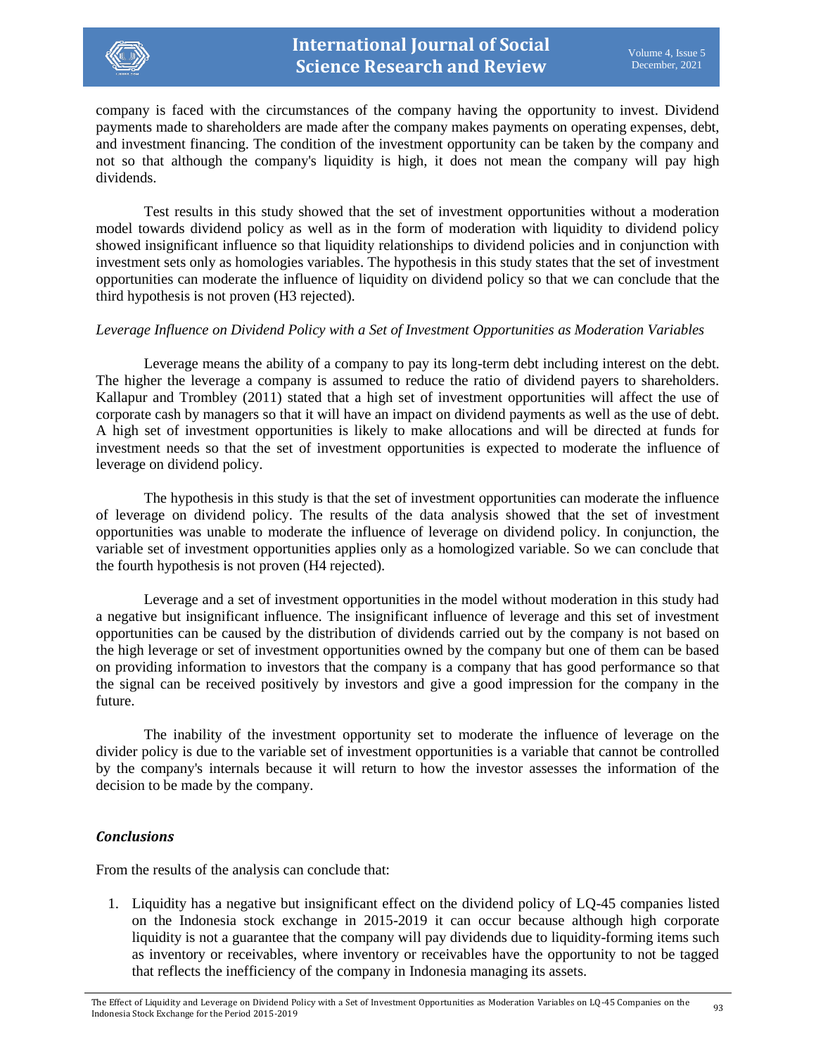company is faced with the circumstances of the company having the opportunity to invest. Dividend payments made to shareholders are made after the company makes payments on operating expenses, debt, and investment financing. The condition of the investment opportunity can be taken by the company and not so that although the company's liquidity is high, it does not mean the company will pay high dividends.

Test results in this study showed that the set of investment opportunities without a moderation model towards dividend policy as well as in the form of moderation with liquidity to dividend policy showed insignificant influence so that liquidity relationships to dividend policies and in conjunction with investment sets only as homologies variables. The hypothesis in this study states that the set of investment opportunities can moderate the influence of liquidity on dividend policy so that we can conclude that the third hypothesis is not proven (H3 rejected).

*Leverage Influence on Dividend Policy with a Set of Investment Opportunities as Moderation Variables*

Leverage means the ability of a company to pay its long-term debt including interest on the debt. The higher the leverage a company is assumed to reduce the ratio of dividend payers to shareholders. Kallapur and Trombley (2011) stated that a high set of investment opportunities will affect the use of corporate cash by managers so that it will have an impact on dividend payments as well as the use of debt. A high set of investment opportunities is likely to make allocations and will be directed at funds for investment needs so that the set of investment opportunities is expected to moderate the influence of leverage on dividend policy.

The hypothesis in this study is that the set of investment opportunities can moderate the influence of leverage on dividend policy. The results of the data analysis showed that the set of investment opportunities was unable to moderate the influence of leverage on dividend policy. In conjunction, the variable set of investment opportunities applies only as a homologized variable. So we can conclude that the fourth hypothesis is not proven (H4 rejected).

Leverage and a set of investment opportunities in the model without moderation in this study had a negative but insignificant influence. The insignificant influence of leverage and this set of investment opportunities can be caused by the distribution of dividends carried out by the company is not based on the high leverage or set of investment opportunities owned by the company but one of them can be based on providing information to investors that the company is a company that has good performance so that the signal can be received positively by investors and give a good impression for the company in the future.

The inability of the investment opportunity set to moderate the influence of leverage on the divider policy is due to the variable set of investment opportunities is a variable that cannot be controlled by the company's internals because it will return to how the investor assesses the information of the decision to be made by the company.

## ***Conclusions***

From the results of the analysis can conclude that:

1. Liquidity has a negative but insignificant effect on the dividend policy of LQ-45 companies listed on the Indonesia stock exchange in 2015-2019 it can occur because although high corporate liquidity is not a guarantee that the company will pay dividends due to liquidity-forming items such as inventory or receivables, where inventory or receivables have the opportunity to not be tagged that reflects the inefficiency of the company in Indonesia managing its assets.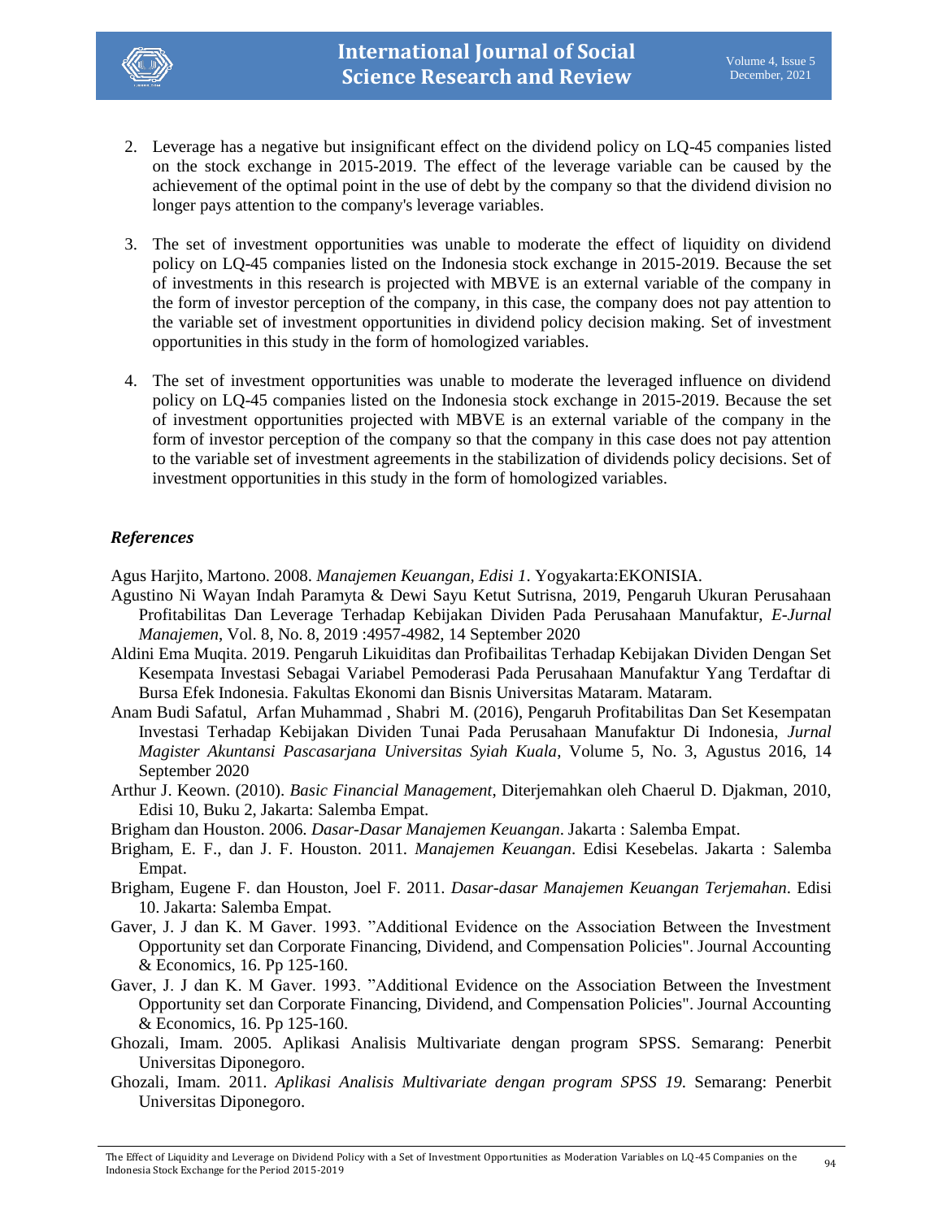2. Leverage has a negative but insignificant effect on the dividend policy on LQ-45 companies listed on the stock exchange in 2015-2019. The effect of the leverage variable can be caused by the achievement of the optimal point in the use of debt by the company so that the dividend division no longer pays attention to the company's leverage variables.

3. The set of investment opportunities was unable to moderate the effect of liquidity on dividend policy on LQ-45 companies listed on the Indonesia stock exchange in 2015-2019. Because the set of investments in this research is projected with MBVE is an external variable of the company in the form of investor perception of the company, in this case, the company does not pay attention to the variable set of investment opportunities in dividend policy decision making. Set of investment opportunities in this study in the form of homologized variables.

4. The set of investment opportunities was unable to moderate the leveraged influence on dividend policy on LQ-45 companies listed on the Indonesia stock exchange in 2015-2019. Because the set of investment opportunities projected with MBVE is an external variable of the company in the form of investor perception of the company so that the company in this case does not pay attention to the variable set of investment agreements in the stabilization of dividends policy decisions. Set of investment opportunities in this study in the form of homologized variables.

### *References*

Agus Harjito, Martono. 2008. *Manajemen Keuangan, Edisi 1*. Yogyakarta:EKONISIA.

Agustino Ni Wayan Indah Paramyta & Dewi Sayu Ketut Sutrisna, 2019, Pengaruh Ukuran Perusahaan Profitabilitas Dan Leverage Terhadap Kebijakan Dividen Pada Perusahaan Manufaktur, *E-Jurnal Manajemen*, Vol. 8, No. 8, 2019 :4957-4982, 14 September 2020

Aldini Ema Muqita. 2019. Pengaruh Likuiditas dan Profibailitas Terhadap Kebijakan Dividen Dengan Set Kesempata Investasi Sebagai Variabel Pemoderasi Pada Perusahaan Manufaktur Yang Terdaftar di Bursa Efek Indonesia. Fakultas Ekonomi dan Bisnis Universitas Mataram. Mataram.

Anam Budi Safatul, Arfan Muhammad , Shabri M. (2016), Pengaruh Profitabilitas Dan Set Kesempatan Investasi Terhadap Kebijakan Dividen Tunai Pada Perusahaan Manufaktur Di Indonesia, *Jurnal Magister Akuntansi Pascasarjana Universitas Syiah Kuala*, Volume 5, No. 3, Agustus 2016, 14 September 2020

Arthur J. Keown. (2010). *Basic Financial Management*, Diterjemahkan oleh Chaerul D. Djakman, 2010, Edisi 10, Buku 2, Jakarta: Salemba Empat.

Brigham dan Houston. 2006. *Dasar-Dasar Manajemen Keuangan*. Jakarta : Salemba Empat.

Brigham, E. F., dan J. F. Houston. 2011. *Manajemen Keuangan*. Edisi Kesebelas. Jakarta : Salemba Empat.

Brigham, Eugene F. dan Houston, Joel F. 2011. *Dasar-dasar Manajemen Keuangan Terjemahan*. Edisi 10. Jakarta: Salemba Empat.

Gaver, J. J dan K. M Gaver. 1993. "Additional Evidence on the Association Between the Investment Opportunity set dan Corporate Financing, Dividend, and Compensation Policies". Journal Accounting & Economics, 16. Pp 125-160.

Gaver, J. J dan K. M Gaver. 1993. "Additional Evidence on the Association Between the Investment Opportunity set dan Corporate Financing, Dividend, and Compensation Policies". Journal Accounting & Economics, 16. Pp 125-160.

Ghozali, Imam. 2005. Aplikasi Analisis Multivariate dengan program SPSS. Semarang: Penerbit Universitas Diponegoro.

Ghozali, Imam. 2011. *Aplikasi Analisis Multivariate dengan program SPSS 19*. Semarang: Penerbit Universitas Diponegoro.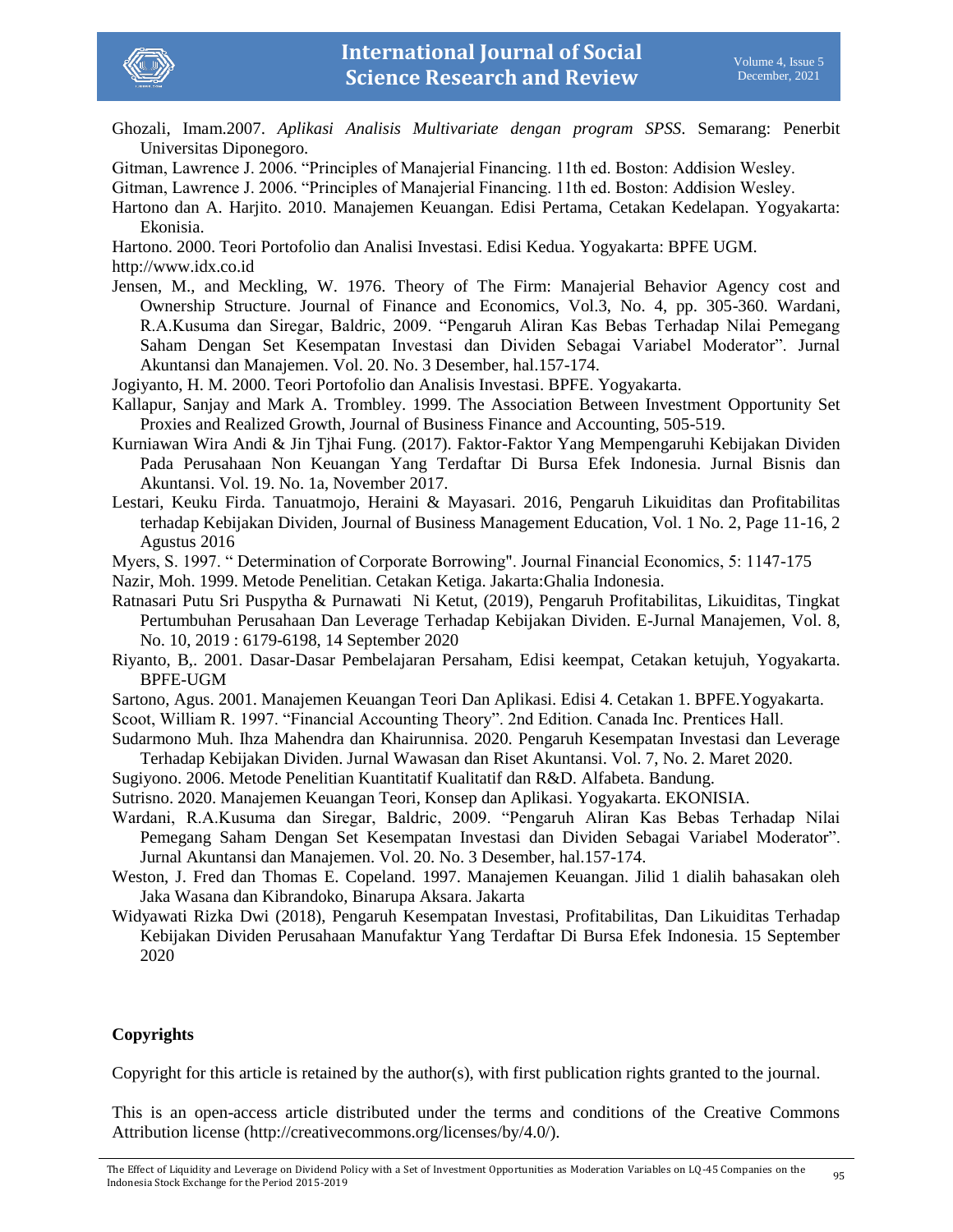Ghozali, Imam.2007. *Aplikasi Analisis Multivariate dengan program SPSS*. Semarang: Penerbit Universitas Diponegoro.

Gitman, Lawrence J. 2006. "Principles of Manajerial Financing. 11th ed. Boston: Addision Wesley.

Gitman, Lawrence J. 2006. "Principles of Manajerial Financing. 11th ed. Boston: Addision Wesley.

Hartono dan A. Harjito. 2010. Manajemen Keuangan. Edisi Pertama, Cetakan Kedelapan. Yogyakarta: Ekonisia.

Hartono. 2000. Teori Portofolio dan Analisi Investasi. Edisi Kedua. Yogyakarta: BPFE UGM.

http://www.idx.co.id

Jensen, M., and Meckling, W. 1976. Theory of The Firm: Manajerial Behavior Agency cost and Ownership Structure. Journal of Finance and Economics, Vol.3, No. 4, pp. 305-360. Wardani, R.A.Kusuma dan Siregar, Baldric, 2009. "Pengaruh Aliran Kas Bebas Terhadap Nilai Pemegang Saham Dengan Set Kesempatan Investasi dan Dividen Sebagai Variabel Moderator". Jurnal Akuntansi dan Manajemen. Vol. 20. No. 3 Desember, hal.157-174.

Jogiyanto, H. M. 2000. Teori Portofolio dan Analisis Investasi. BPFE. Yogyakarta.

Kallapur, Sanjay and Mark A. Trombley. 1999. The Association Between Investment Opportunity Set Proxies and Realized Growth, Journal of Business Finance and Accounting, 505-519.

Kurniawan Wira Andi & Jin Tjhai Fung. (2017). Faktor-Faktor Yang Mempengaruhi Kebijakan Dividen Pada Perusahaan Non Keuangan Yang Terdaftar Di Bursa Efek Indonesia. Jurnal Bisnis dan Akuntansi. Vol. 19. No. 1a, November 2017.

Lestari, Keuku Firda. Tanuatmojo, Heraini & Mayasari. 2016, Pengaruh Likuiditas dan Profitabilitas terhadap Kebijakan Dividen, Journal of Business Management Education, Vol. 1 No. 2, Page 11-16, 2 Agustus 2016

Myers, S. 1997. " Determination of Corporate Borrowing". Journal Financial Economics, 5: 1147-175

Nazir, Moh. 1999. Metode Penelitian. Cetakan Ketiga. Jakarta:Ghalia Indonesia.

Ratnasari Putu Sri Puspytha & Purnawati Ni Ketut, (2019), Pengaruh Profitabilitas, Likuiditas, Tingkat Pertumbuhan Perusahaan Dan Leverage Terhadap Kebijakan Dividen. E-Jurnal Manajemen, Vol. 8, No. 10, 2019 : 6179-6198, 14 September 2020

Riyanto, B,. 2001. Dasar-Dasar Pembelajaran Persaham, Edisi keempat, Cetakan ketujuh, Yogyakarta. BPFE-UGM

Sartono, Agus. 2001. Manajemen Keuangan Teori Dan Aplikasi. Edisi 4. Cetakan 1. BPFE.Yogyakarta.

Scoot, William R. 1997. "Financial Accounting Theory". 2nd Edition. Canada Inc. Prentices Hall.

Sudarmono Muh. Ihza Mahendra dan Khairunnisa. 2020. Pengaruh Kesempatan Investasi dan Leverage Terhadap Kebijakan Dividen. Jurnal Wawasan dan Riset Akuntansi. Vol. 7, No. 2. Maret 2020.

Sugiyono. 2006. Metode Penelitian Kuantitatif Kualitatif dan R&D. Alfabeta. Bandung.

Sutrisno. 2020. Manajemen Keuangan Teori, Konsep dan Aplikasi. Yogyakarta. EKONISIA.

Wardani, R.A.Kusuma dan Siregar, Baldric, 2009. "Pengaruh Aliran Kas Bebas Terhadap Nilai Pemegang Saham Dengan Set Kesempatan Investasi dan Dividen Sebagai Variabel Moderator". Jurnal Akuntansi dan Manajemen. Vol. 20. No. 3 Desember, hal.157-174.

Weston, J. Fred dan Thomas E. Copeland. 1997. Manajemen Keuangan. Jilid 1 dialih bahasakan oleh Jaka Wasana dan Kibrandoko, Binarupa Aksara. Jakarta

Widyawati Rizka Dwi (2018), Pengaruh Kesempatan Investasi, Profitabilitas, Dan Likuiditas Terhadap Kebijakan Dividen Perusahaan Manufaktur Yang Terdaftar Di Bursa Efek Indonesia. 15 September 2020

**Copyrights**

Copyright for this article is retained by the author(s), with first publication rights granted to the journal.

This is an open-access article distributed under the terms and conditions of the Creative Commons Attribution license (http://creativecommons.org/licenses/by/4.0/).